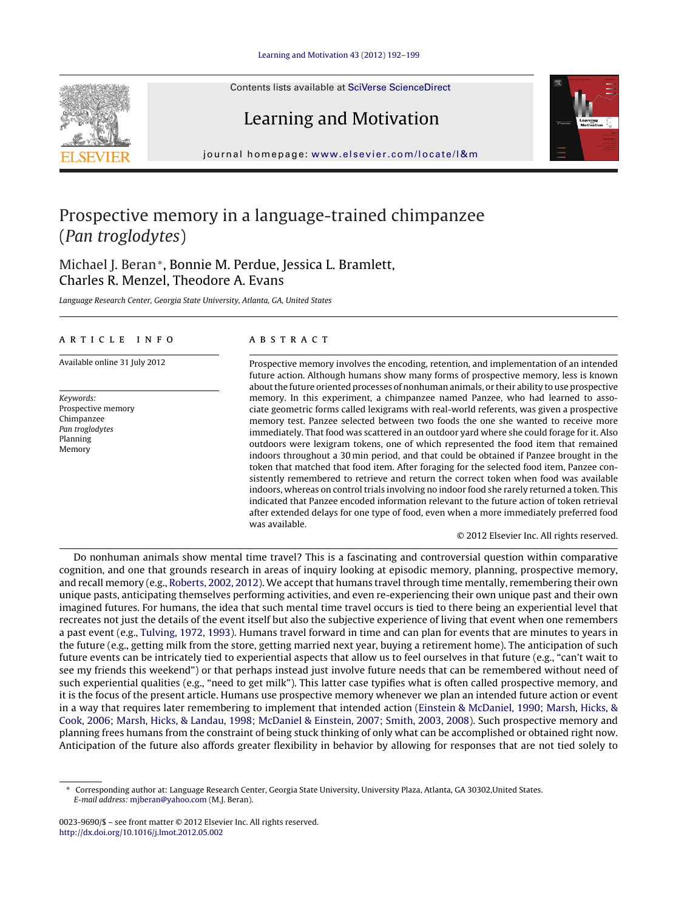# Prospective memory in a language-trained chimpanzee (*Pan troglodytes*)

Michael J. Beran*, Bonnie M. Perdue, Jessica L. Bramlett, Charles R. Menzel, Theodore A. Evans

*Language Research Center, Georgia State University, Atlanta, GA, United States*

## ARTICLE INFO

Available online 31 July 2012

*Keywords:*
Prospective memory
Chimpanzee
*Pan troglodytes*
Planning
Memory

## ABSTRACT

Prospective memory involves the encoding, retention, and implementation of an intended future action. Although humans show many forms of prospective memory, less is known about the future oriented processes of nonhuman animals, or their ability to use prospective memory. In this experiment, a chimpanzee named Panzee, who had learned to associate geometric forms called lexigrams with real-world referents, was given a prospective memory test. Panzee selected between two foods the one she wanted to receive more immediately. That food was scattered in an outdoor yard where she could forage for it. Also outdoors were lexigram tokens, one of which represented the food item that remained indoors throughout a 30 min period, and that could be obtained if Panzee brought in the token that matched that food item. After foraging for the selected food item, Panzee consistently remembered to retrieve and return the correct token when food was available indoors, whereas on control trials involving no indoor food she rarely returned a token. This indicated that Panzee encoded information relevant to the future action of token retrieval after extended delays for one type of food, even when a more immediately preferred food was available.

© 2012 Elsevier Inc. All rights reserved.

Do nonhuman animals show mental time travel? This is a fascinating and controversial question within comparative cognition, and one that grounds research in areas of inquiry looking at episodic memory, planning, prospective memory, and recall memory (e.g., Roberts, 2002, 2012). We accept that humans travel through time mentally, remembering their own unique pasts, anticipating themselves performing activities, and even re-experiencing their own unique past and their own imagined futures. For humans, the idea that such mental time travel occurs is tied to there being an experiential level that recreates not just the details of the event itself but also the subjective experience of living that event when one remembers a past event (e.g., Tulving, 1972, 1993). Humans travel forward in time and can plan for events that are minutes to years in the future (e.g., getting milk from the store, getting married next year, buying a retirement home). The anticipation of such future events can be intricately tied to experiential aspects that allow us to feel ourselves in that future (e.g., "can't wait to see my friends this weekend") or that perhaps instead just involve future needs that can be remembered without need of such experiential qualities (e.g., "need to get milk"). This latter case typifies what is often called prospective memory, and it is the focus of the present article. Humans use prospective memory whenever we plan an intended future action or event in a way that requires later remembering to implement that intended action (Einstein & McDaniel, 1990; Marsh, Hicks, & Cook, 2006; Marsh, Hicks, & Landau, 1998; McDaniel & Einstein, 2007; Smith, 2003, 2008). Such prospective memory and planning frees humans from the constraint of being stuck thinking of only what can be accomplished or obtained right now. Anticipation of the future also affords greater flexibility in behavior by allowing for responses that are not tied solely to

---

* Corresponding author at: Language Research Center, Georgia State University, University Plaza, Atlanta, GA 30302,United States.
*E-mail address:* mjberan@yahoo.com (M.J. Beran).

0023-9690/$ – see front matter © 2012 Elsevier Inc. All rights reserved.
http://dx.doi.org/10.1016/j.lmot.2012.05.002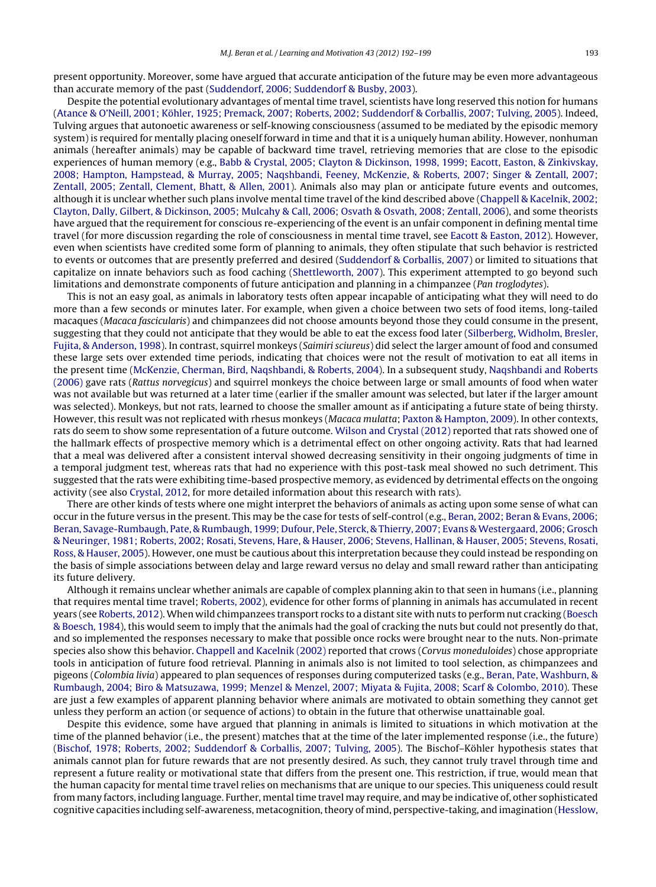present opportunity. Moreover, some have argued that accurate anticipation of the future may be even more advantageous than accurate memory of the past (Suddendorf, 2006; Suddendorf & Busby, 2003).

Despite the potential evolutionary advantages of mental time travel, scientists have long reserved this notion for humans (Atance & O'Neill, 2001; Köhler, 1925; Premack, 2007; Roberts, 2002; Suddendorf & Corballis, 2007; Tulving, 2005). Indeed, Tulving argues that autonoetic awareness or self-knowing consciousness (assumed to be mediated by the episodic memory system) is required for mentally placing oneself forward in time and that it is a uniquely human ability. However, nonhuman animals (hereafter animals) may be capable of backward time travel, retrieving memories that are close to the episodic experiences of human memory (e.g., Babb & Crystal, 2005; Clayton & Dickinson, 1998, 1999; Eacott, Easton, & Zinkivskay, 2008; Hampton, Hampstead, & Murray, 2005; Naqshbandi, Feeney, McKenzie, & Roberts, 2007; Singer & Zentall, 2007; Zentall, 2005; Zentall, Clement, Bhatt, & Allen, 2001). Animals also may plan or anticipate future events and outcomes, although it is unclear whether such plans involve mental time travel of the kind described above (Chappell & Kacelnik, 2002; Clayton, Dally, Gilbert, & Dickinson, 2005; Mulcahy & Call, 2006; Osvath & Osvath, 2008; Zentall, 2006), and some theorists have argued that the requirement for conscious re-experiencing of the event is an unfair component in defining mental time travel (for more discussion regarding the role of consciousness in mental time travel, see Eacott & Easton, 2012). However, even when scientists have credited some form of planning to animals, they often stipulate that such behavior is restricted to events or outcomes that are presently preferred and desired (Suddendorf & Corballis, 2007) or limited to situations that capitalize on innate behaviors such as food caching (Shettleworth, 2007). This experiment attempted to go beyond such limitations and demonstrate components of future anticipation and planning in a chimpanzee (*Pan troglodytes*).

This is not an easy goal, as animals in laboratory tests often appear incapable of anticipating what they will need to do more than a few seconds or minutes later. For example, when given a choice between two sets of food items, long-tailed macaques (*Macaca fascicularis*) and chimpanzees did not choose amounts beyond those they could consume in the present, suggesting that they could not anticipate that they would be able to eat the excess food later (Silberberg, Widholm, Bresler, Fujita, & Anderson, 1998). In contrast, squirrel monkeys (*Saimiri sciureus*) did select the larger amount of food and consumed these large sets over extended time periods, indicating that choices were not the result of motivation to eat all items in the present time (McKenzie, Cherman, Bird, Naqshbandi, & Roberts, 2004). In a subsequent study, Naqshbandi and Roberts (2006) gave rats (*Rattus norvegicus*) and squirrel monkeys the choice between large or small amounts of food when water was not available but was returned at a later time (earlier if the smaller amount was selected, but later if the larger amount was selected). Monkeys, but not rats, learned to choose the smaller amount as if anticipating a future state of being thirsty. However, this result was not replicated with rhesus monkeys (*Macaca mulatta*; Paxton & Hampton, 2009). In other contexts, rats do seem to show some representation of a future outcome. Wilson and Crystal (2012) reported that rats showed one of the hallmark effects of prospective memory which is a detrimental effect on other ongoing activity. Rats that had learned that a meal was delivered after a consistent interval showed decreasing sensitivity in their ongoing judgments of time in a temporal judgment test, whereas rats that had no experience with this post-task meal showed no such detriment. This suggested that the rats were exhibiting time-based prospective memory, as evidenced by detrimental effects on the ongoing activity (see also Crystal, 2012, for more detailed information about this research with rats).

There are other kinds of tests where one might interpret the behaviors of animals as acting upon some sense of what can occur in the future versus in the present. This may be the case for tests of self-control (e.g., Beran, 2002; Beran & Evans, 2006; Beran, Savage-Rumbaugh, Pate, & Rumbaugh, 1999; Dufour, Pele, Sterck, & Thierry, 2007; Evans & Westergaard, 2006; Grosch & Neuringer, 1981; Roberts, 2002; Rosati, Stevens, Hare, & Hauser, 2006; Stevens, Hallinan, & Hauser, 2005; Stevens, Rosati, Ross, & Hauser, 2005). However, one must be cautious about this interpretation because they could instead be responding on the basis of simple associations between delay and large reward versus no delay and small reward rather than anticipating its future delivery.

Although it remains unclear whether animals are capable of complex planning akin to that seen in humans (i.e., planning that requires mental time travel; Roberts, 2002), evidence for other forms of planning in animals has accumulated in recent years (see Roberts, 2012). When wild chimpanzees transport rocks to a distant site with nuts to perform nut cracking (Boesch & Boesch, 1984), this would seem to imply that the animals had the goal of cracking the nuts but could not presently do that, and so implemented the responses necessary to make that possible once rocks were brought near to the nuts. Non-primate species also show this behavior. Chappell and Kacelnik (2002) reported that crows (*Corvus moneduloides*) chose appropriate tools in anticipation of future food retrieval. Planning in animals also is not limited to tool selection, as chimpanzees and pigeons (*Colombia livia*) appeared to plan sequences of responses during computerized tasks (e.g., Beran, Pate, Washburn, & Rumbaugh, 2004; Biro & Matsuzawa, 1999; Menzel & Menzel, 2007; Miyata & Fujita, 2008; Scarf & Colombo, 2010). These are just a few examples of apparent planning behavior where animals are motivated to obtain something they cannot get unless they perform an action (or sequence of actions) to obtain in the future that otherwise unattainable goal.

Despite this evidence, some have argued that planning in animals is limited to situations in which motivation at the time of the planned behavior (i.e., the present) matches that at the time of the later implemented response (i.e., the future) (Bischof, 1978; Roberts, 2002; Suddendorf & Corballis, 2007; Tulving, 2005). The Bischof–Köhler hypothesis states that animals cannot plan for future rewards that are not presently desired. As such, they cannot truly travel through time and represent a future reality or motivational state that differs from the present one. This restriction, if true, would mean that the human capacity for mental time travel relies on mechanisms that are unique to our species. This uniqueness could result from many factors, including language. Further, mental time travel may require, and may be indicative of, other sophisticated cognitive capacities including self-awareness, metacognition, theory of mind, perspective-taking, and imagination (Hesslow,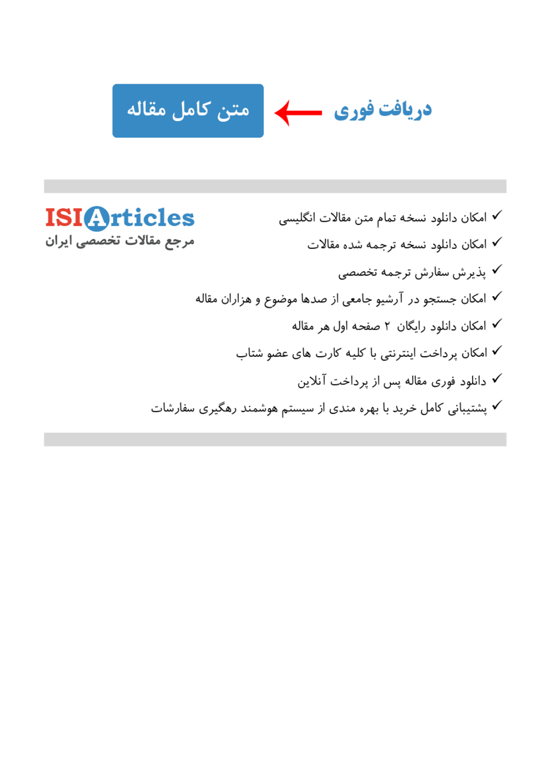دریافت فوری ← متن کامل مقاله

ISIArticles
مرجع مقالات تخصصی ایران

- ✓ امکان دانلود نسخه تمام متن مقالات انگلیسی
- ✓ امکان دانلود نسخه ترجمه شده مقالات
- ✓ پذیرش سفارش ترجمه تخصصی
- ✓ امکان جستجو در آرشیو جامعی از صدها موضوع و هزاران مقاله
- ✓ امکان دانلود رایگان ۲ صفحه اول هر مقاله
- ✓ امکان پرداخت اینترنتی با کلیه کارت های عضو شتاب
- ✓ دانلود فوری مقاله پس از پرداخت آنلاین
- ✓ پشتیبانی کامل خرید با بهره مندی از سیستم هوشمند رهگیری سفارشات